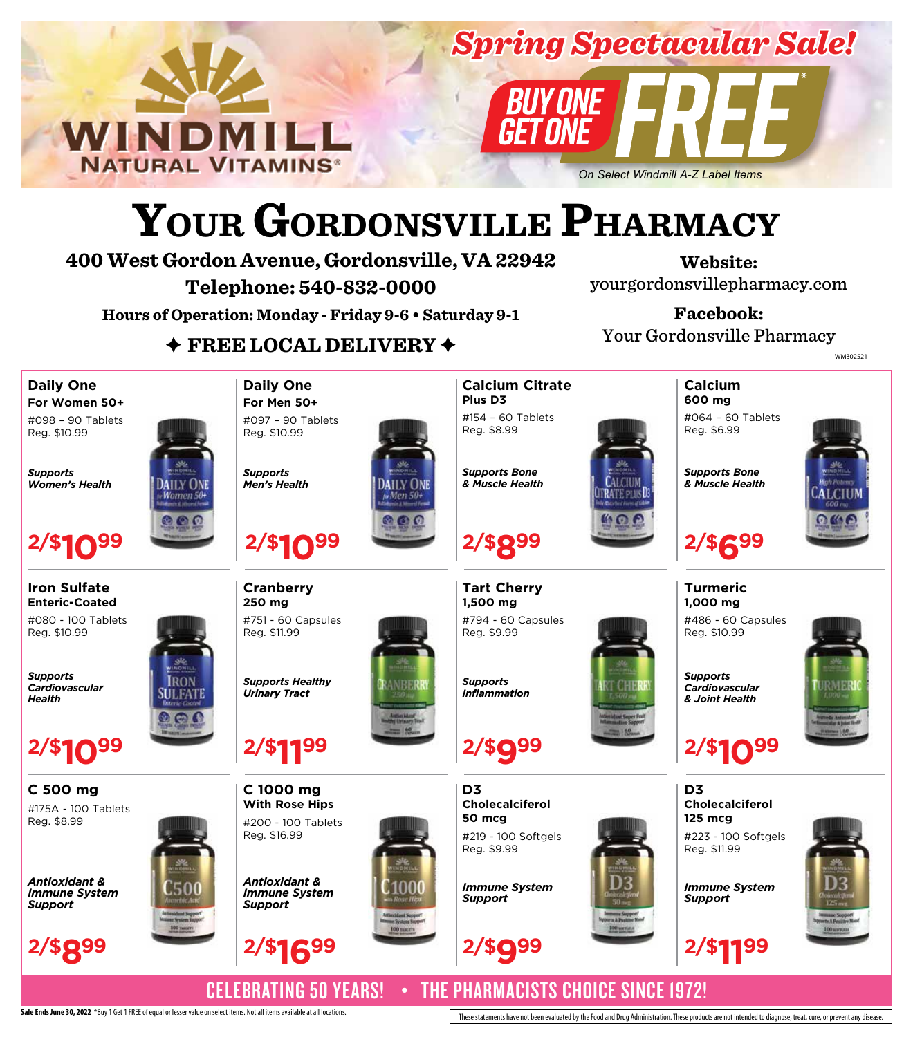# WINDMILL NATURAL VITAMINS®

## Spring Spectacular Sale!

**BUY ONE GET ONE FREE***

*On Select Windmill A-Z Label Items*

# YOUR GORDONSVILLE PHARMACY

**400 West Gordon Avenue, Gordonsville, VA 22942**

**Telephone: 540-832-0000**

**Hours of Operation: Monday - Friday 9-6 • Saturday 9-1**

**✦ FREE LOCAL DELIVERY ✦**

**Website:**
yourgordonsvillepharmacy.com

**Facebook:**
Your Gordonsville Pharmacy

WM302521

### Daily One
**For Women 50+**
#098 – 90 Tablets
Reg. $10.99
***Supports Women's Health***
**2/$10.99**

### Daily One
**For Men 50+**
#097 – 90 Tablets
Reg. $10.99
***Supports Men's Health***
**2/$10.99**

### Calcium Citrate
**Plus D3**
#154 – 60 Tablets
Reg. $8.99
***Supports Bone & Muscle Health***
**2/$8.99**

### Calcium
**600 mg**
#064 – 60 Tablets
Reg. $6.99
***Supports Bone & Muscle Health***
**2/$6.99**

### Iron Sulfate
**Enteric-Coated**
#080 - 100 Tablets
Reg. $10.99
***Supports Cardiovascular Health***
**2/$10.99**

### Cranberry
**250 mg**
#751 - 60 Capsules
Reg. $11.99
***Supports Healthy Urinary Tract***
**2/$11.99**

### Tart Cherry
**1,500 mg**
#794 - 60 Capsules
Reg. $9.99
***Supports Inflammation***
**2/$9.99**

### Turmeric
**1,000 mg**
#486 - 60 Capsules
Reg. $10.99
***Supports Cardiovascular & Joint Health***
**2/$10.99**

### C 500 mg
#175A - 100 Tablets
Reg. $8.99
***Antioxidant & Immune System Support***
**2/$8.99**

### C 1000 mg
**With Rose Hips**
#200 - 100 Tablets
Reg. $16.99
***Antioxidant & Immune System Support***
**2/$16.99**

### D3
**Cholecalciferol 50 mcg**
#219 - 100 Softgels
Reg. $9.99
***Immune System Support***
**2/$9.99**

### D3
**Cholecalciferol 125 mcg**
#223 - 100 Softgels
Reg. $11.99
***Immune System Support***
**2/$11.99**

**CELEBRATING 50 YEARS! • THE PHARMACISTS CHOICE SINCE 1972!**

**Sale Ends June 30, 2022** *Buy 1 Get 1 FREE of equal or lesser value on select items. Not all items available at all locations.

These statements have not been evaluated by the Food and Drug Administration. These products are not intended to diagnose, treat, cure, or prevent any disease.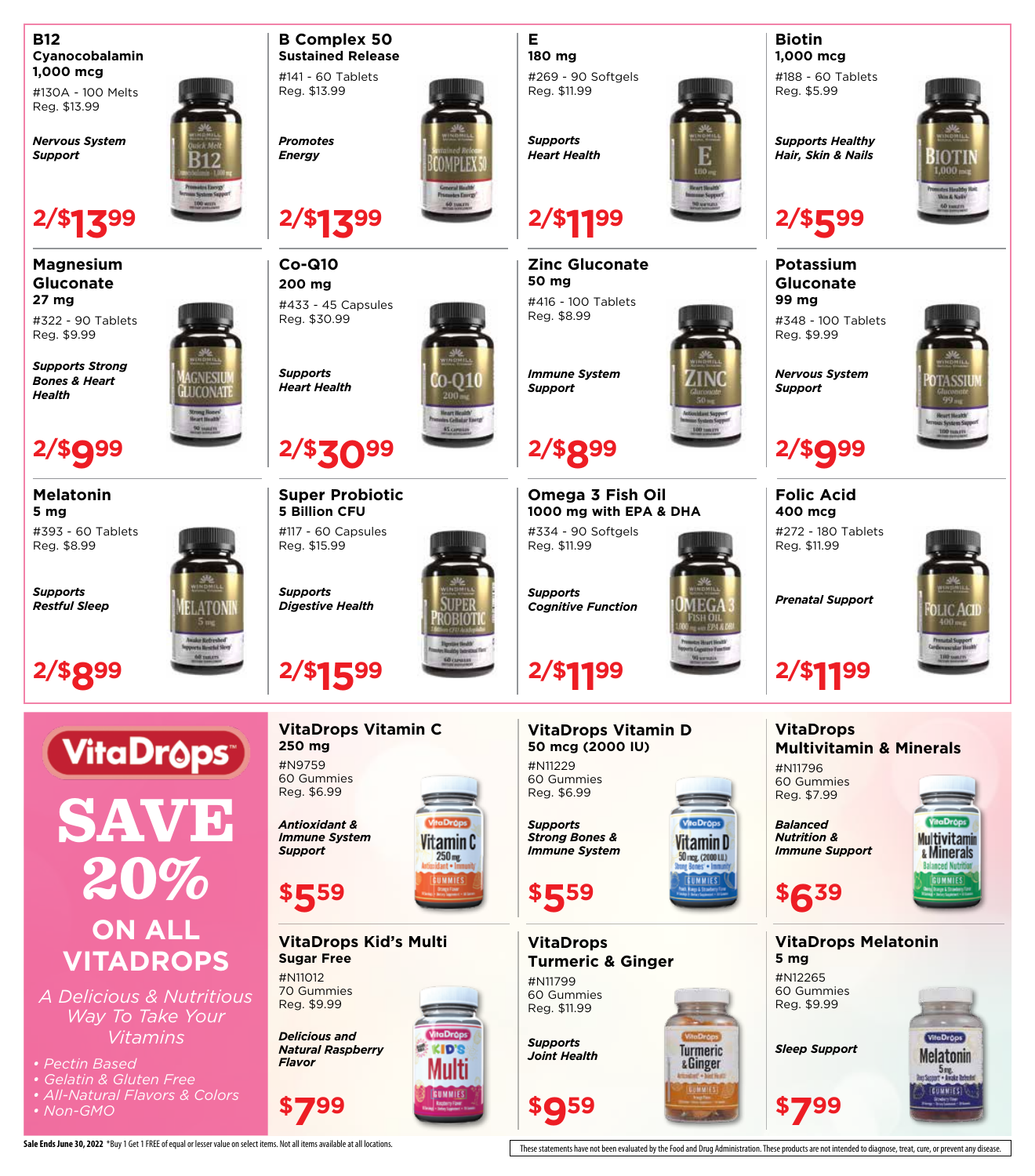### B12
**Cyanocobalamin**
**1,000 mcg**
#130A - 100 Melts
Reg. $13.99

***Nervous System Support***

**2/$13.99**

### B Complex 50
**Sustained Release**
#141 - 60 Tablets
Reg. $13.99

***Promotes Energy***

**2/$13.99**

### E
**180 mg**
#269 - 90 Softgels
Reg. $11.99

***Supports Heart Health***

**2/$11.99**

### Biotin
**1,000 mcg**
#188 - 60 Tablets
Reg. $5.99

***Supports Healthy Hair, Skin & Nails***

**2/$5.99**

### Magnesium Gluconate
**27 mg**
#322 - 90 Tablets
Reg. $9.99

***Supports Strong Bones & Heart Health***

**2/$9.99**

### Co-Q10
**200 mg**
#433 - 45 Capsules
Reg. $30.99

***Supports Heart Health***

**2/$30.99**

### Zinc Gluconate
**50 mg**
#416 - 100 Tablets
Reg. $8.99

***Immune System Support***

**2/$8.99**

### Potassium Gluconate
**99 mg**
#348 - 100 Tablets
Reg. $9.99

***Nervous System Support***

**2/$9.99**

### Melatonin
**5 mg**
#393 - 60 Tablets
Reg. $8.99

***Supports Restful Sleep***

**2/$8.99**

### Super Probiotic
**5 Billion CFU**
#117 - 60 Capsules
Reg. $15.99

***Supports Digestive Health***

**2/$15.99**

### Omega 3 Fish Oil
**1000 mg with EPA & DHA**
#334 - 90 Softgels
Reg. $11.99

***Supports Cognitive Function***

**2/$11.99**

### Folic Acid
**400 mcg**
#272 - 180 Tablets
Reg. $11.99

***Prenatal Support***

**2/$11.99**

## VitaDrops™

# SAVE 20%

## ON ALL VITADROPS

*A Delicious & Nutritious Way To Take Your Vitamins*

- *Pectin Based*
- *Gelatin & Gluten Free*
- *All-Natural Flavors & Colors*
- *Non-GMO*

### VitaDrops Vitamin C
**250 mg**
#N9759
60 Gummies
Reg. $6.99

***Antioxidant & Immune System Support***

**$5.59**

### VitaDrops Vitamin D
**50 mcg (2000 IU)**
#N11229
60 Gummies
Reg. $6.99

***Supports Strong Bones & Immune System***

**$5.59**

### VitaDrops Multivitamin & Minerals
#N11796
60 Gummies
Reg. $7.99

***Balanced Nutrition & Immune Support***

**$6.39**

### VitaDrops Kid's Multi
**Sugar Free**
#N11012
70 Gummies
Reg. $9.99

***Delicious and Natural Raspberry Flavor***

**$7.99**

### VitaDrops Turmeric & Ginger
#N11799
60 Gummies
Reg. $11.99

***Supports Joint Health***

**$9.59**

### VitaDrops Melatonin
**5 mg**
#N12265
60 Gummies
Reg. $9.99

***Sleep Support***

**$7.99**

**Sale Ends June 30, 2022** *Buy 1 Get 1 FREE of equal or lesser value on select items. Not all items available at all locations.

These statements have not been evaluated by the Food and Drug Administration. These products are not intended to diagnose, treat, cure, or prevent any disease.